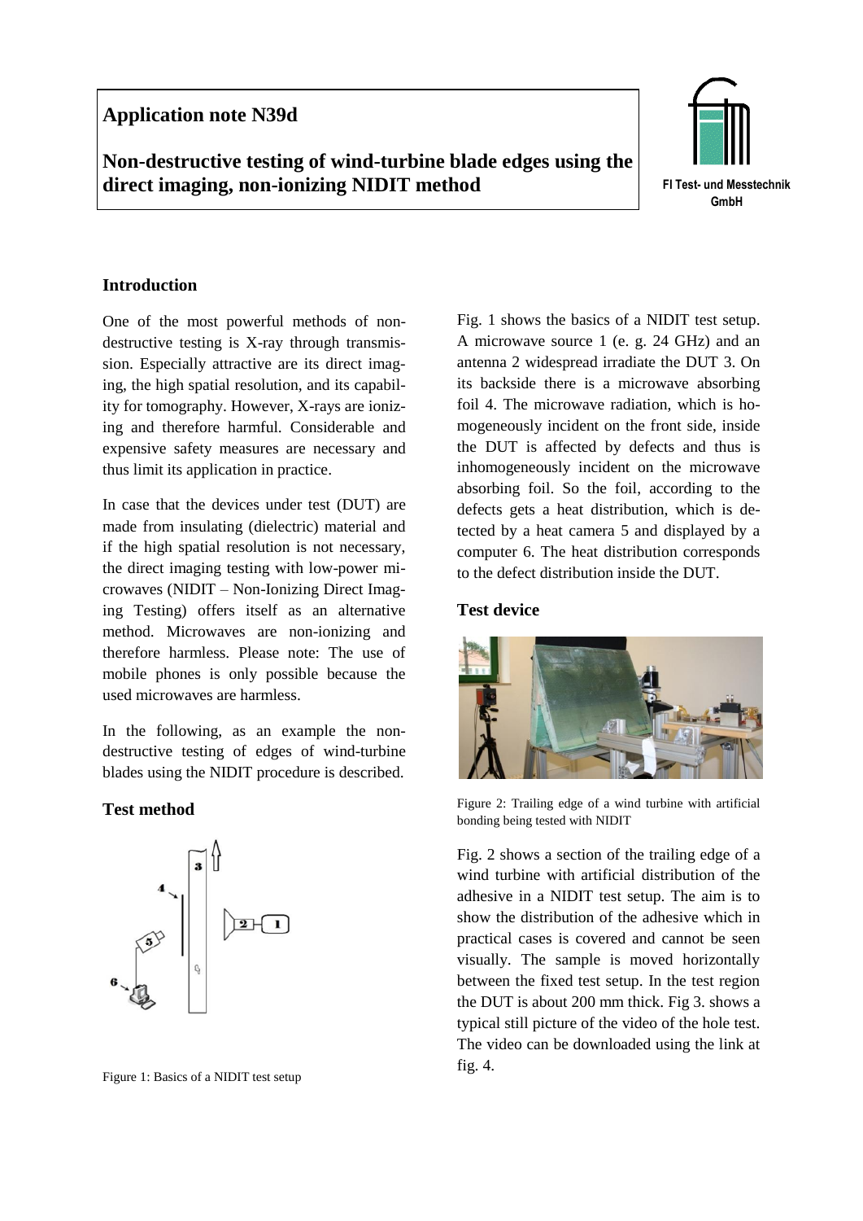# Application note N39d

## Non-destructive testing of wind-turbine blade edges using the direct imaging, non-ionizing NIDIT method

FI Test- und Messtechnik GmbH

### Introduction

One of the most powerful methods of non-destructive testing is X-ray through transmission. Especially attractive are its direct imaging, the high spatial resolution, and its capability for tomography. However, X-rays are ionizing and therefore harmful. Considerable and expensive safety measures are necessary and thus limit its application in practice.

In case that the devices under test (DUT) are made from insulating (dielectric) material and if the high spatial resolution is not necessary, the direct imaging testing with low-power microwaves (NIDIT – Non-Ionizing Direct Imaging Testing) offers itself as an alternative method. Microwaves are non-ionizing and therefore harmless. Please note: The use of mobile phones is only possible because the used microwaves are harmless.

In the following, as an example the non-destructive testing of edges of wind-turbine blades using the NIDIT procedure is described.

### Test method

Figure 1: Basics of a NIDIT test setup

Fig. 1 shows the basics of a NIDIT test setup. A microwave source 1 (e. g. 24 GHz) and an antenna 2 widespread irradiate the DUT 3. On its backside there is a microwave absorbing foil 4. The microwave radiation, which is homogeneously incident on the front side, inside the DUT is affected by defects and thus is inhomogeneously incident on the microwave absorbing foil. So the foil, according to the defects gets a heat distribution, which is detected by a heat camera 5 and displayed by a computer 6. The heat distribution corresponds to the defect distribution inside the DUT.

### Test device

Figure 2: Trailing edge of a wind turbine with artificial bonding being tested with NIDIT

Fig. 2 shows a section of the trailing edge of a wind turbine with artificial distribution of the adhesive in a NIDIT test setup. The aim is to show the distribution of the adhesive which in practical cases is covered and cannot be seen visually. The sample is moved horizontally between the fixed test setup. In the test region the DUT is about 200 mm thick. Fig 3. shows a typical still picture of the video of the hole test. The video can be downloaded using the link at fig. 4.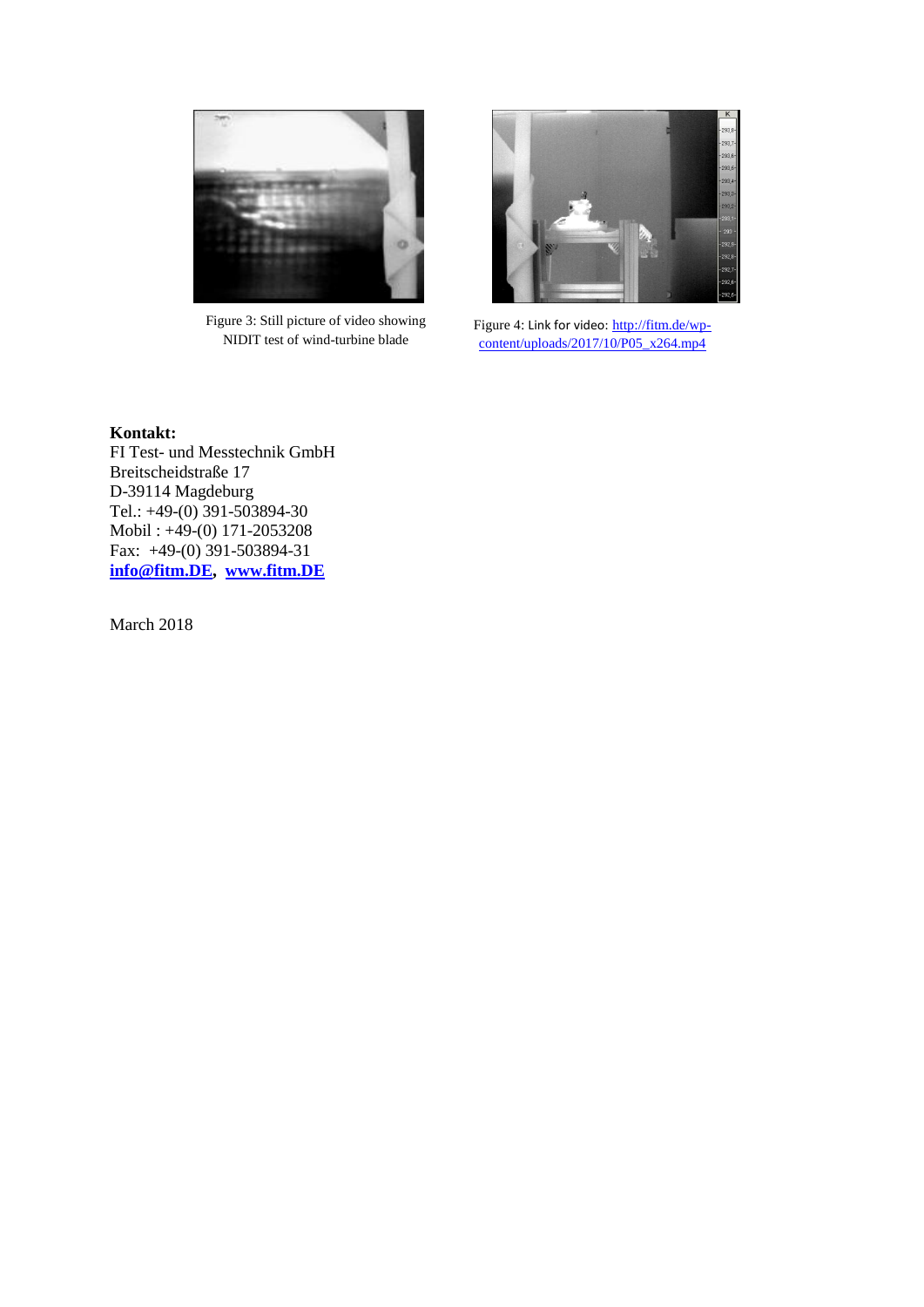Figure 3: Still picture of video showing NIDIT test of wind-turbine blade

Figure 4: Link for video: http://fitm.de/wp-content/uploads/2017/10/P05_x264.mp4

**Kontakt:**
FI Test- und Messtechnik GmbH
Breitscheidstraße 17
D-39114 Magdeburg
Tel.: +49-(0) 391-503894-30
Mobil : +49-(0) 171-2053208
Fax: +49-(0) 391-503894-31
**info@fitm.DE**, **www.fitm.DE**

March 2018